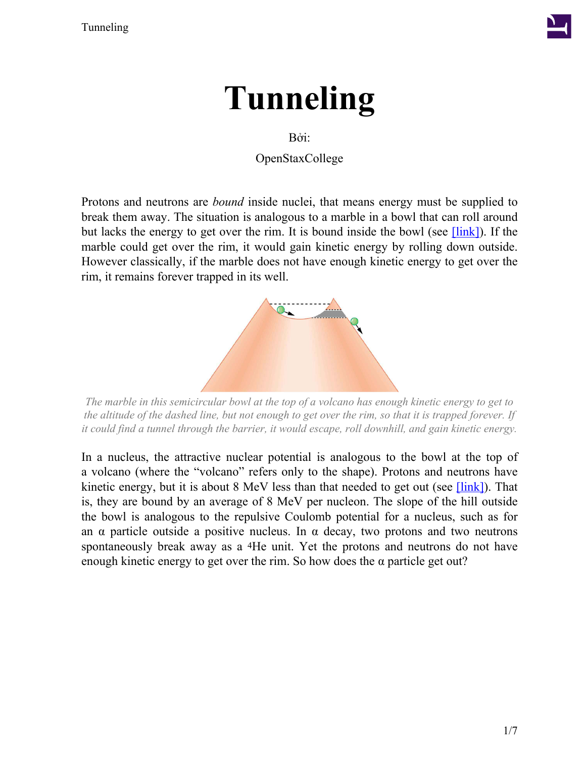# Tunneling

Bởi:

OpenStaxCollege

Protons and neutrons are *bound* inside nuclei, that means energy must be supplied to break them away. The situation is analogous to a marble in a bowl that can roll around but lacks the energy to get over the rim. It is bound inside the bowl (see [link]). If the marble could get over the rim, it would gain kinetic energy by rolling down outside. However classically, if the marble does not have enough kinetic energy to get over the rim, it remains forever trapped in its well.

*The marble in this semicircular bowl at the top of a volcano has enough kinetic energy to get to the altitude of the dashed line, but not enough to get over the rim, so that it is trapped forever. If it could find a tunnel through the barrier, it would escape, roll downhill, and gain kinetic energy.*

In a nucleus, the attractive nuclear potential is analogous to the bowl at the top of a volcano (where the "volcano" refers only to the shape). Protons and neutrons have kinetic energy, but it is about 8 MeV less than that needed to get out (see [link]). That is, they are bound by an average of 8 MeV per nucleon. The slope of the hill outside the bowl is analogous to the repulsive Coulomb potential for a nucleus, such as for an α particle outside a positive nucleus. In α decay, two protons and two neutrons spontaneously break away as a $^4$He unit. Yet the protons and neutrons do not have enough kinetic energy to get over the rim. So how does the α particle get out?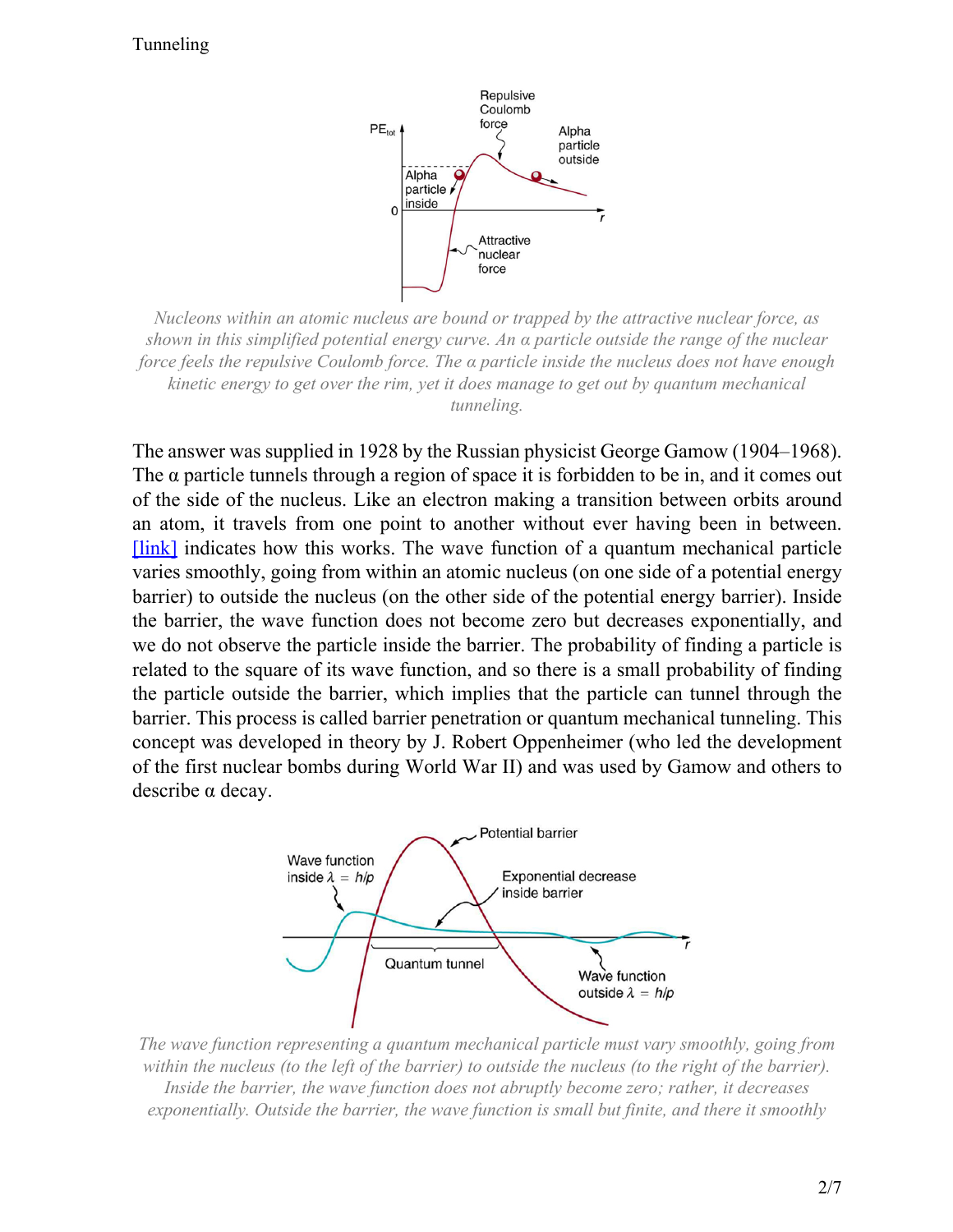Nucleons within an atomic nucleus are bound or trapped by the attractive nuclear force, as shown in this simplified potential energy curve. An α particle outside the range of the nuclear force feels the repulsive Coulomb force. The α particle inside the nucleus does not have enough kinetic energy to get over the rim, yet it does manage to get out by quantum mechanical tunneling.

The answer was supplied in 1928 by the Russian physicist George Gamow (1904–1968). The α particle tunnels through a region of space it is forbidden to be in, and it comes out of the side of the nucleus. Like an electron making a transition between orbits around an atom, it travels from one point to another without ever having been in between. [link] indicates how this works. The wave function of a quantum mechanical particle varies smoothly, going from within an atomic nucleus (on one side of a potential energy barrier) to outside the nucleus (on the other side of the potential energy barrier). Inside the barrier, the wave function does not become zero but decreases exponentially, and we do not observe the particle inside the barrier. The probability of finding a particle is related to the square of its wave function, and so there is a small probability of finding the particle outside the barrier, which implies that the particle can tunnel through the barrier. This process is called barrier penetration or quantum mechanical tunneling. This concept was developed in theory by J. Robert Oppenheimer (who led the development of the first nuclear bombs during World War II) and was used by Gamow and others to describe α decay.

The wave function representing a quantum mechanical particle must vary smoothly, going from within the nucleus (to the left of the barrier) to outside the nucleus (to the right of the barrier). Inside the barrier, the wave function does not abruptly become zero; rather, it decreases exponentially. Outside the barrier, the wave function is small but finite, and there it smoothly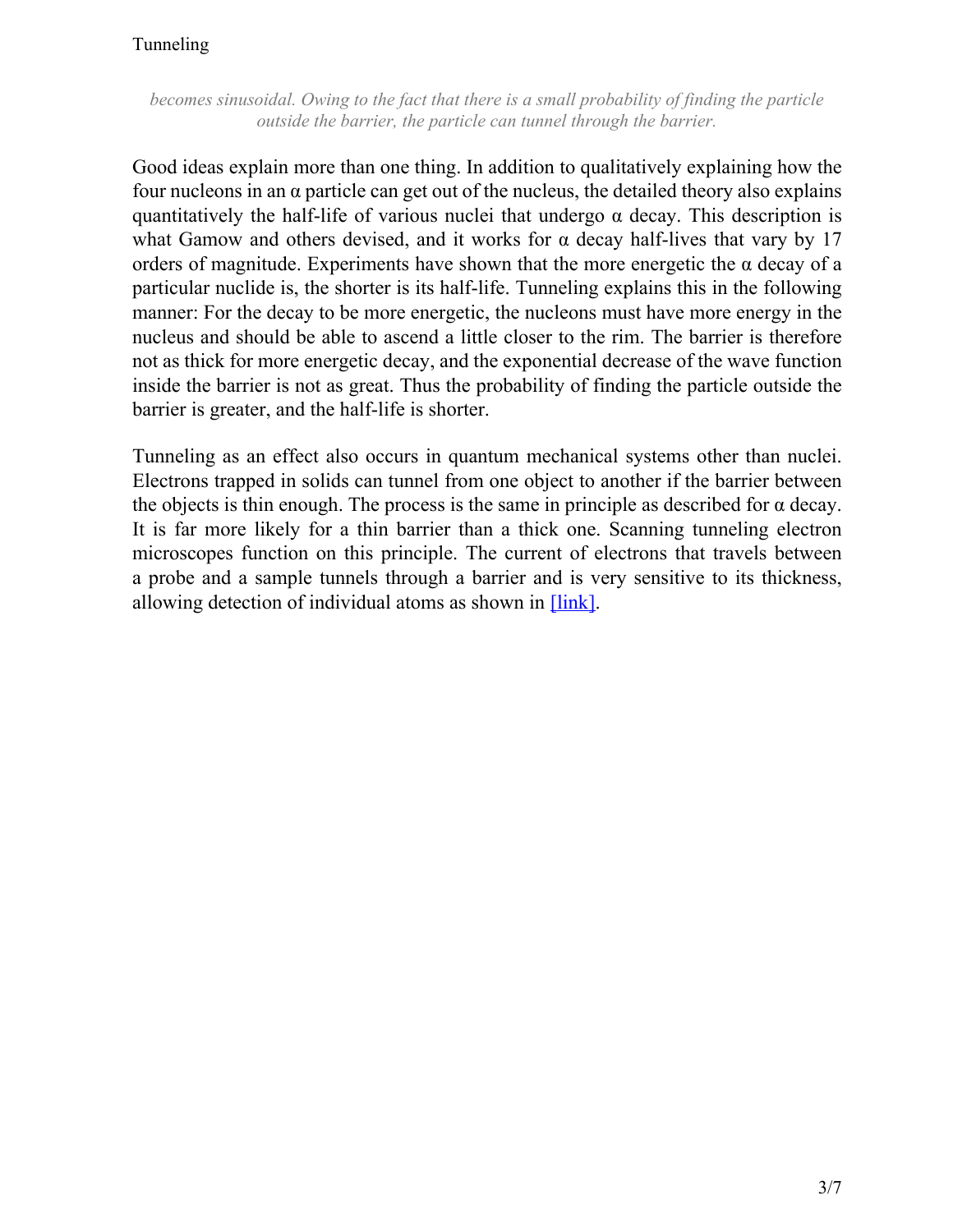*becomes sinusoidal. Owing to the fact that there is a small probability of finding the particle outside the barrier, the particle can tunnel through the barrier.*

Good ideas explain more than one thing. In addition to qualitatively explaining how the four nucleons in an α particle can get out of the nucleus, the detailed theory also explains quantitatively the half-life of various nuclei that undergo α decay. This description is what Gamow and others devised, and it works for α decay half-lives that vary by 17 orders of magnitude. Experiments have shown that the more energetic the α decay of a particular nuclide is, the shorter is its half-life. Tunneling explains this in the following manner: For the decay to be more energetic, the nucleons must have more energy in the nucleus and should be able to ascend a little closer to the rim. The barrier is therefore not as thick for more energetic decay, and the exponential decrease of the wave function inside the barrier is not as great. Thus the probability of finding the particle outside the barrier is greater, and the half-life is shorter.

Tunneling as an effect also occurs in quantum mechanical systems other than nuclei. Electrons trapped in solids can tunnel from one object to another if the barrier between the objects is thin enough. The process is the same in principle as described for α decay. It is far more likely for a thin barrier than a thick one. Scanning tunneling electron microscopes function on this principle. The current of electrons that travels between a probe and a sample tunnels through a barrier and is very sensitive to its thickness, allowing detection of individual atoms as shown in [link].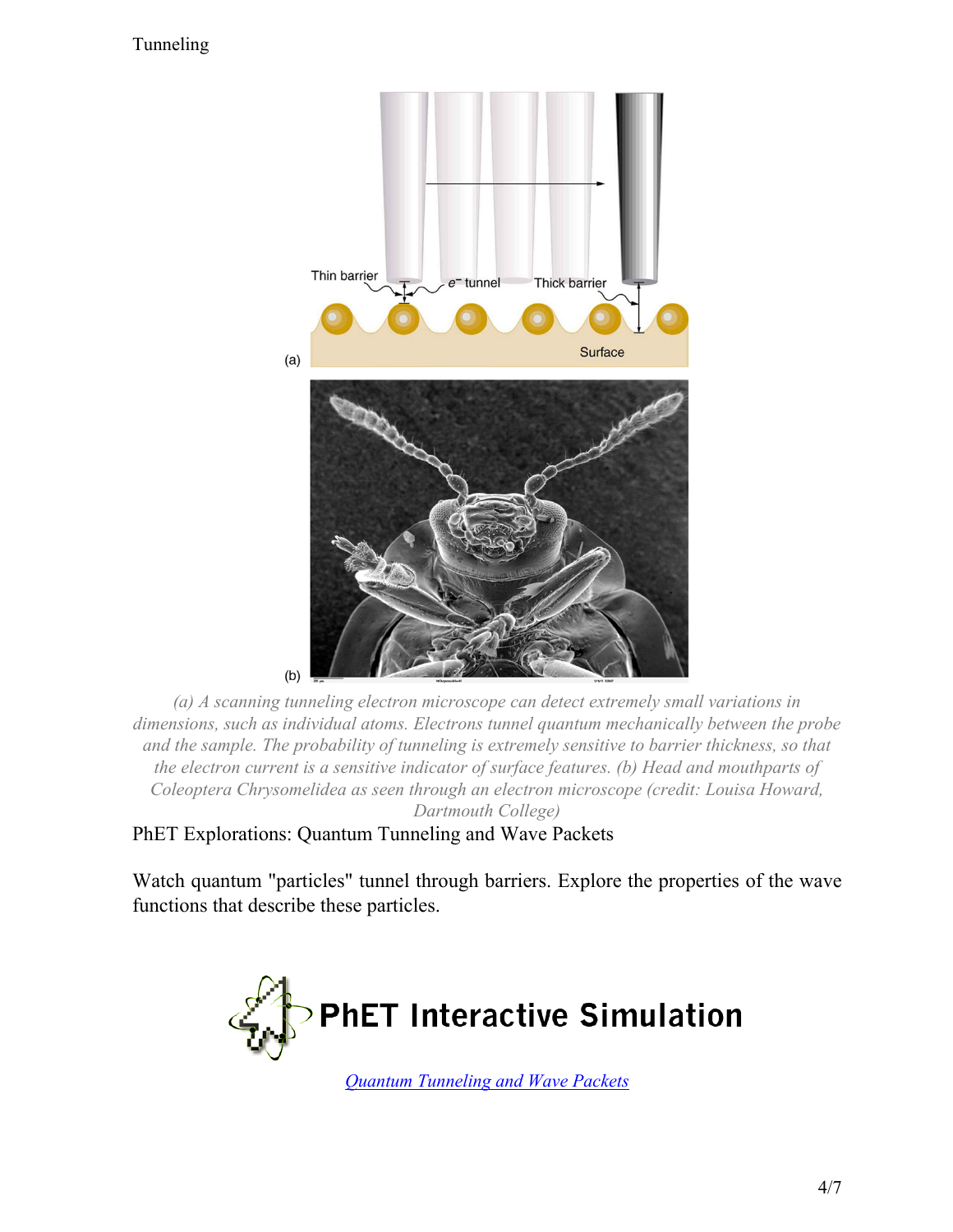*(a) A scanning tunneling electron microscope can detect extremely small variations in dimensions, such as individual atoms. Electrons tunnel quantum mechanically between the probe and the sample. The probability of tunneling is extremely sensitive to barrier thickness, so that the electron current is a sensitive indicator of surface features. (b) Head and mouthparts of Coleoptera Chrysomelidea as seen through an electron microscope (credit: Louisa Howard, Dartmouth College)*

PhET Explorations: Quantum Tunneling and Wave Packets

Watch quantum "particles" tunnel through barriers. Explore the properties of the wave functions that describe these particles.

PhET Interactive Simulation

[Quantum Tunneling and Wave Packets]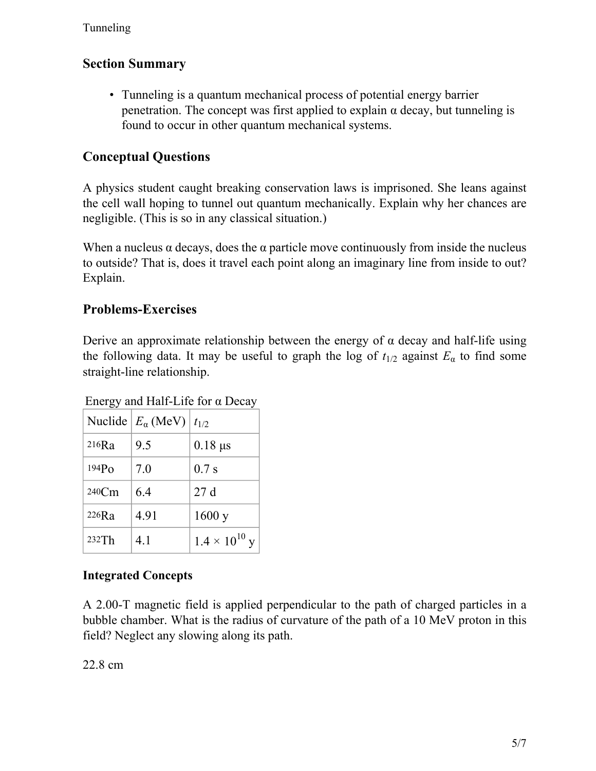## Section Summary

- Tunneling is a quantum mechanical process of potential energy barrier penetration. The concept was first applied to explain α decay, but tunneling is found to occur in other quantum mechanical systems.

## Conceptual Questions

A physics student caught breaking conservation laws is imprisoned. She leans against the cell wall hoping to tunnel out quantum mechanically. Explain why her chances are negligible. (This is so in any classical situation.)

When a nucleus α decays, does the α particle move continuously from inside the nucleus to outside? That is, does it travel each point along an imaginary line from inside to out? Explain.

## Problems-Exercises

Derive an approximate relationship between the energy of α decay and half-life using the following data. It may be useful to graph the log of $t_{1/2}$ against $E_{\alpha}$ to find some straight-line relationship.

Energy and Half-Life for α Decay

| Nuclide | $E_{\alpha}$ (MeV) | $t_{1/2}$ |
|---|---|---|
| $^{216}$Ra | 9.5 | 0.18 μs |
| $^{194}$Po | 7.0 | 0.7 s |
| $^{240}$Cm | 6.4 | 27 d |
| $^{226}$Ra | 4.91 | 1600 y |
| $^{232}$Th | 4.1 | $1.4 \times 10^{10}$ y |

### Integrated Concepts

A 2.00-T magnetic field is applied perpendicular to the path of charged particles in a bubble chamber. What is the radius of curvature of the path of a 10 MeV proton in this field? Neglect any slowing along its path.

22.8 cm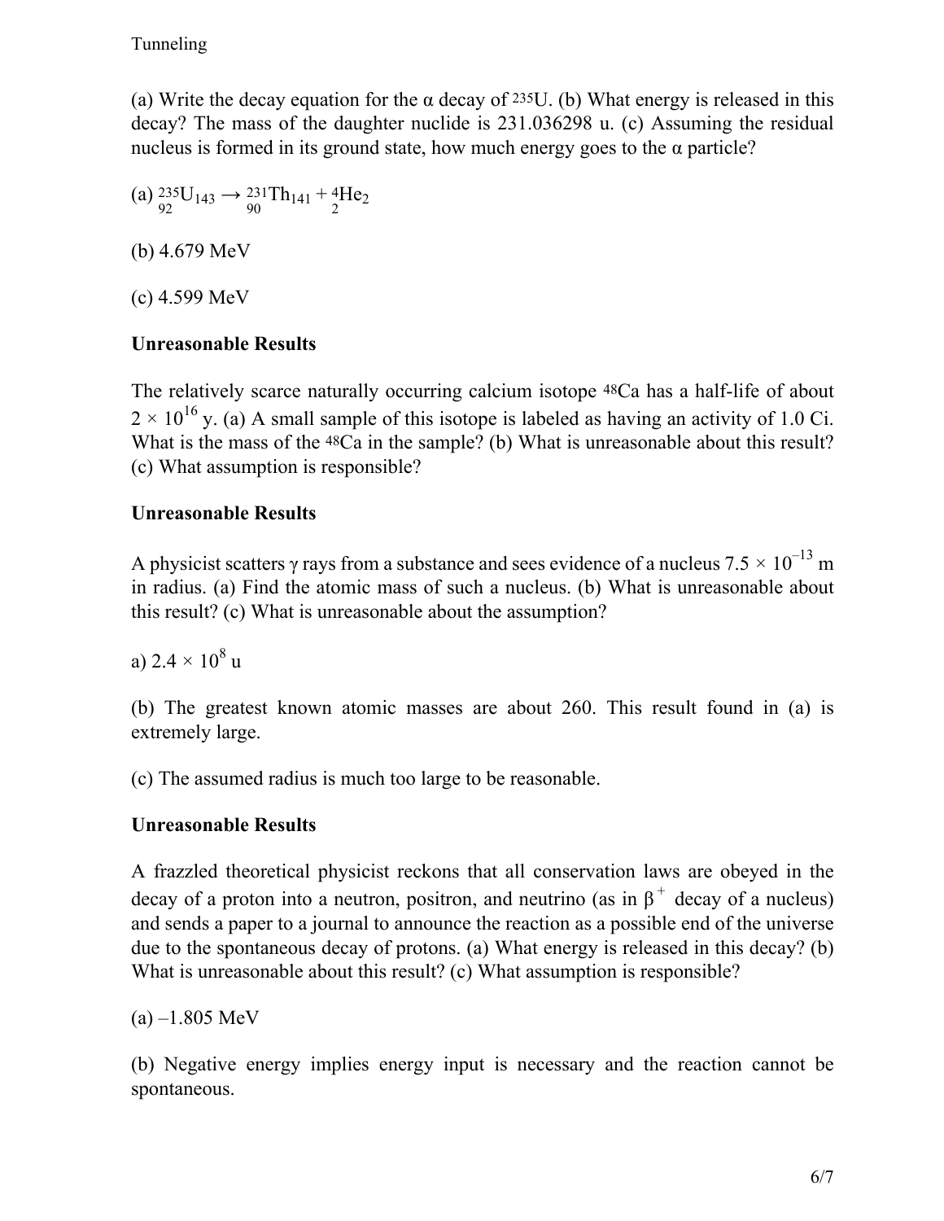(a) Write the decay equation for the α decay of $^{235}U$. (b) What energy is released in this decay? The mass of the daughter nuclide is 231.036298 u. (c) Assuming the residual nucleus is formed in its ground state, how much energy goes to the α particle?

(a) $^{235}_{92}U_{143} \rightarrow {}^{231}_{90}Th_{141} + {}^{4}_{2}He_2$

(b) 4.679 MeV

(c) 4.599 MeV

**Unreasonable Results**

The relatively scarce naturally occurring calcium isotope $^{48}Ca$ has a half-life of about $2 \times 10^{16}$ y. (a) A small sample of this isotope is labeled as having an activity of 1.0 Ci. What is the mass of the $^{48}Ca$ in the sample? (b) What is unreasonable about this result? (c) What assumption is responsible?

**Unreasonable Results**

A physicist scatters γ rays from a substance and sees evidence of a nucleus $7.5 \times 10^{-13}$ m in radius. (a) Find the atomic mass of such a nucleus. (b) What is unreasonable about this result? (c) What is unreasonable about the assumption?

a) $2.4 \times 10^{8}$ u

(b) The greatest known atomic masses are about 260. This result found in (a) is extremely large.

(c) The assumed radius is much too large to be reasonable.

**Unreasonable Results**

A frazzled theoretical physicist reckons that all conservation laws are obeyed in the decay of a proton into a neutron, positron, and neutrino (as in $\beta^{+}$ decay of a nucleus) and sends a paper to a journal to announce the reaction as a possible end of the universe due to the spontaneous decay of protons. (a) What energy is released in this decay? (b) What is unreasonable about this result? (c) What assumption is responsible?

(a) –1.805 MeV

(b) Negative energy implies energy input is necessary and the reaction cannot be spontaneous.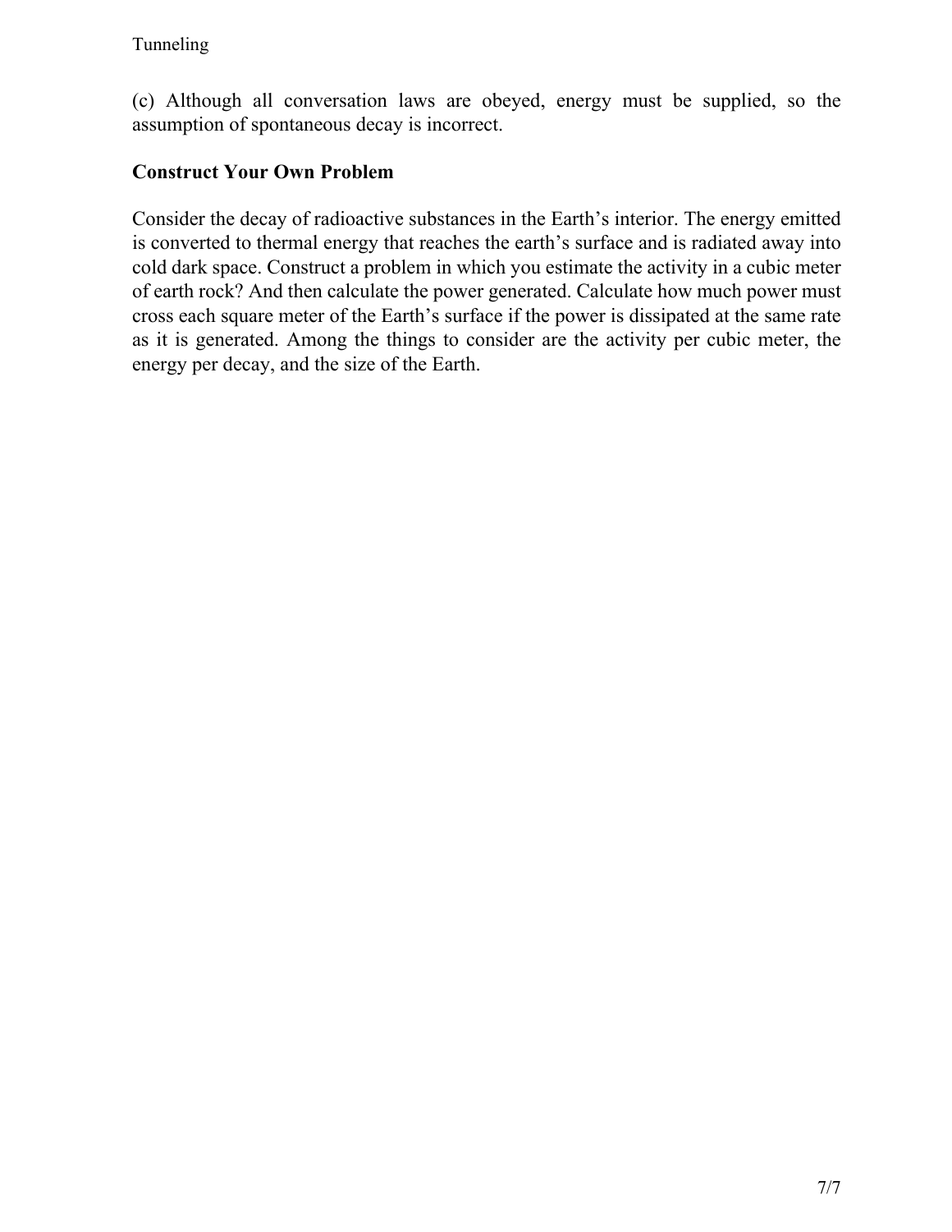(c) Although all conversation laws are obeyed, energy must be supplied, so the assumption of spontaneous decay is incorrect.

**Construct Your Own Problem**

Consider the decay of radioactive substances in the Earth's interior. The energy emitted is converted to thermal energy that reaches the earth's surface and is radiated away into cold dark space. Construct a problem in which you estimate the activity in a cubic meter of earth rock? And then calculate the power generated. Calculate how much power must cross each square meter of the Earth's surface if the power is dissipated at the same rate as it is generated. Among the things to consider are the activity per cubic meter, the energy per decay, and the size of the Earth.